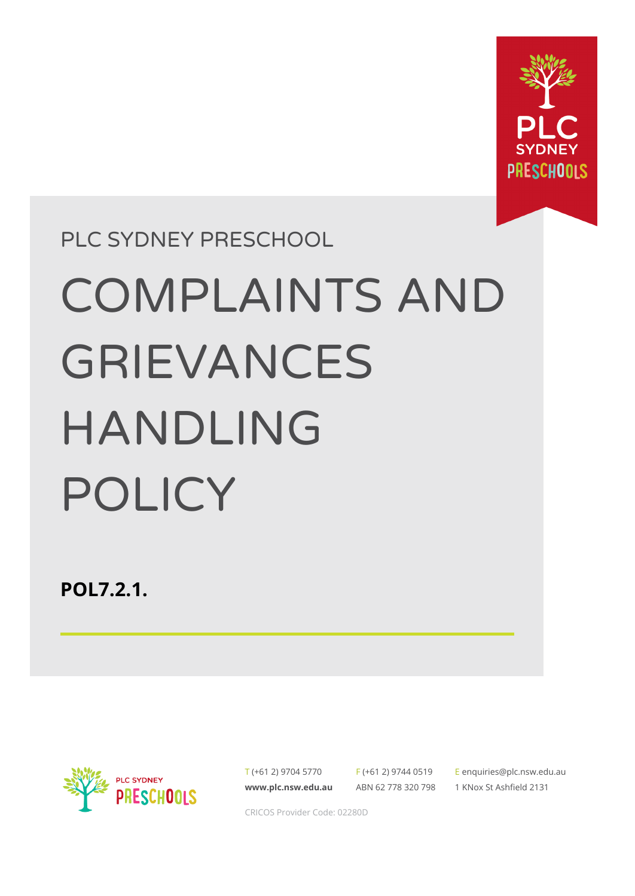PLC SYDNEY PRESCHOOL

# COMPLAINTS AND GRIEVANCES HANDLING POLICY

**POL7.2.1.**

T (+61 2) 9704 5770
F (+61 2) 9744 0519
E enquiries@plc.nsw.edu.au

**www.plc.nsw.edu.au**
ABN 62 778 320 798
1 KNox St Ashfield 2131

CRICOS Provider Code: 02280D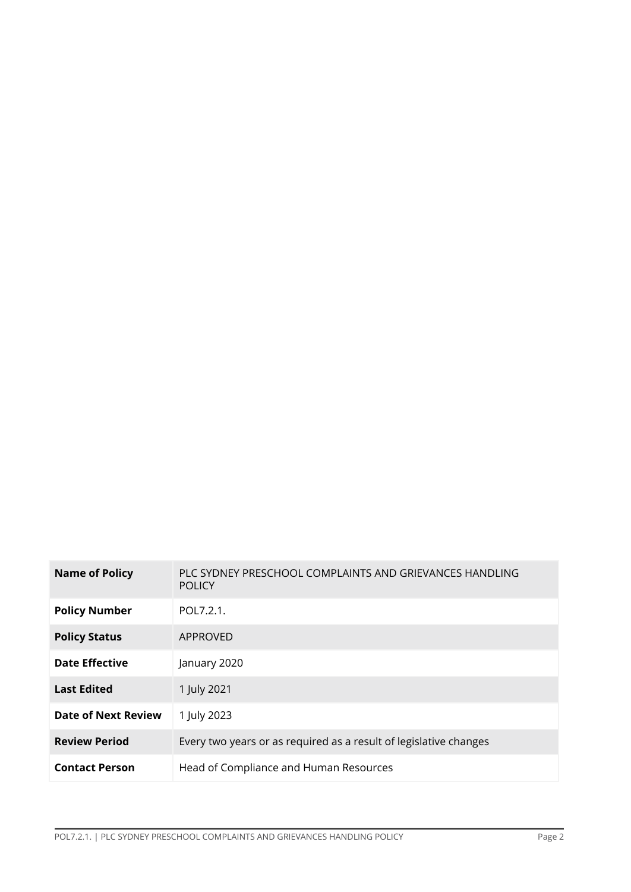| | |
|---|---|
| **Name of Policy** | PLC SYDNEY PRESCHOOL COMPLAINTS AND GRIEVANCES HANDLING POLICY |
| **Policy Number** | POL7.2.1. |
| **Policy Status** | APPROVED |
| **Date Effective** | January 2020 |
| **Last Edited** | 1 July 2021 |
| **Date of Next Review** | 1 July 2023 |
| **Review Period** | Every two years or as required as a result of legislative changes |
| **Contact Person** | Head of Compliance and Human Resources |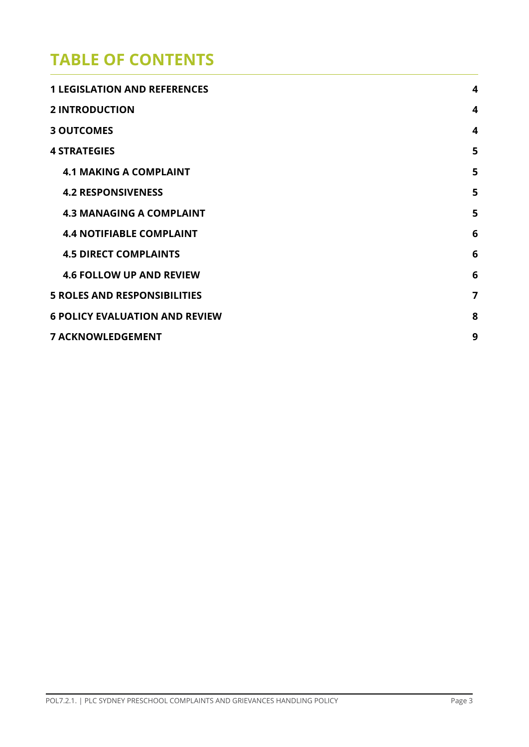# TABLE OF CONTENTS

| | |
|---|---|
| **1 LEGISLATION AND REFERENCES** | **4** |
| **2 INTRODUCTION** | **4** |
| **3 OUTCOMES** | **4** |
| **4 STRATEGIES** | **5** |
| **4.1 MAKING A COMPLAINT** | **5** |
| **4.2 RESPONSIVENESS** | **5** |
| **4.3 MANAGING A COMPLAINT** | **5** |
| **4.4 NOTIFIABLE COMPLAINT** | **6** |
| **4.5 DIRECT COMPLAINTS** | **6** |
| **4.6 FOLLOW UP AND REVIEW** | **6** |
| **5 ROLES AND RESPONSIBILITIES** | **7** |
| **6 POLICY EVALUATION AND REVIEW** | **8** |
| **7 ACKNOWLEDGEMENT** | **9** |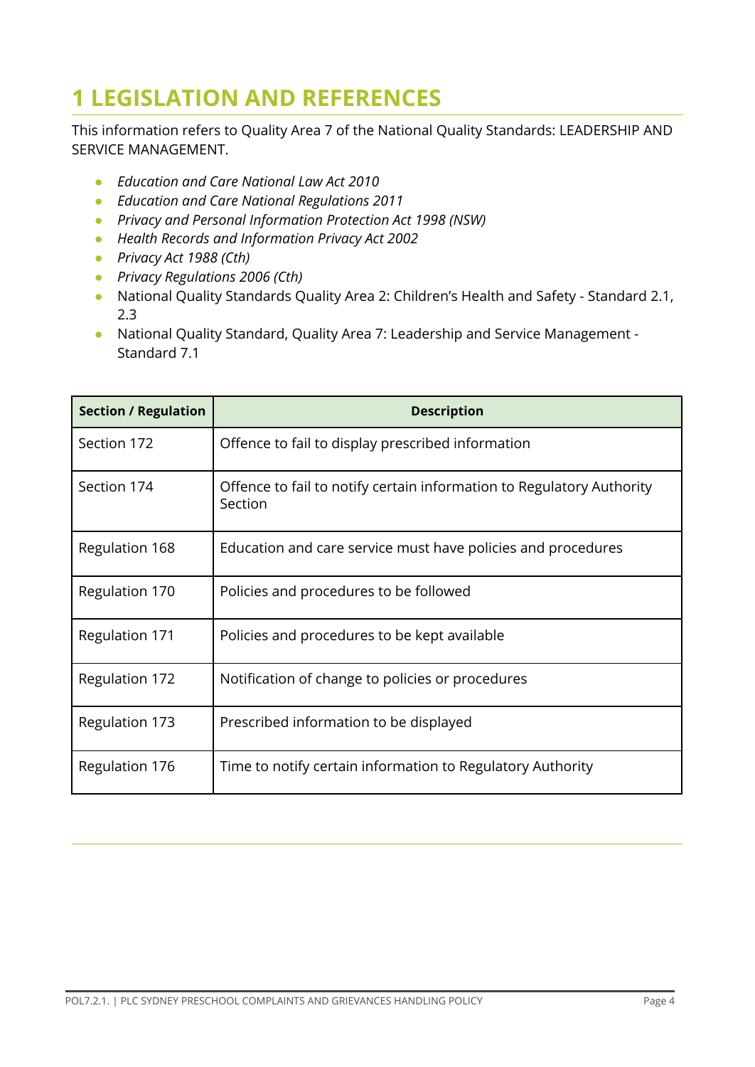# 1 LEGISLATION AND REFERENCES

This information refers to Quality Area 7 of the National Quality Standards: LEADERSHIP AND SERVICE MANAGEMENT.

- *Education and Care National Law Act 2010*
- *Education and Care National Regulations 2011*
- *Privacy and Personal Information Protection Act 1998 (NSW)*
- *Health Records and Information Privacy Act 2002*
- *Privacy Act 1988 (Cth)*
- *Privacy Regulations 2006 (Cth)*
- National Quality Standards Quality Area 2: Children's Health and Safety - Standard 2.1, 2.3
- National Quality Standard, Quality Area 7: Leadership and Service Management - Standard 7.1

| Section / Regulation | Description |
|---|---|
| Section 172 | Offence to fail to display prescribed information |
| Section 174 | Offence to fail to notify certain information to Regulatory Authority Section |
| Regulation 168 | Education and care service must have policies and procedures |
| Regulation 170 | Policies and procedures to be followed |
| Regulation 171 | Policies and procedures to be kept available |
| Regulation 172 | Notification of change to policies or procedures |
| Regulation 173 | Prescribed information to be displayed |
| Regulation 176 | Time to notify certain information to Regulatory Authority |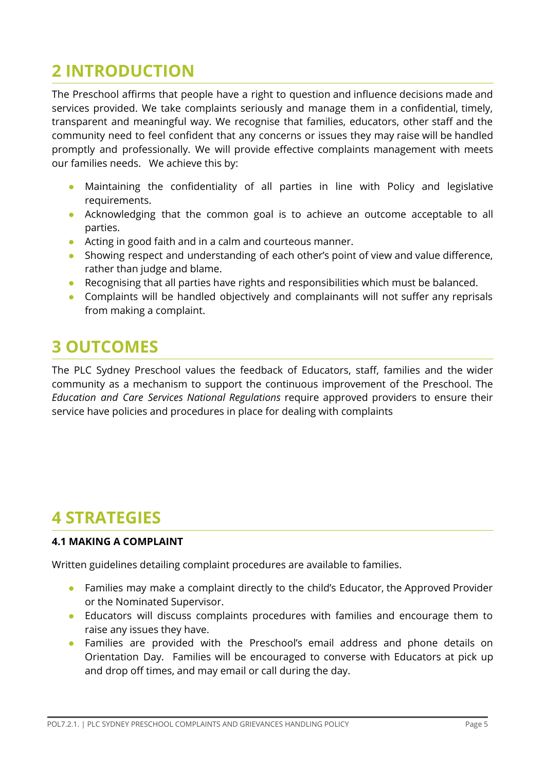# 2 INTRODUCTION

The Preschool affirms that people have a right to question and influence decisions made and services provided. We take complaints seriously and manage them in a confidential, timely, transparent and meaningful way. We recognise that families, educators, other staff and the community need to feel confident that any concerns or issues they may raise will be handled promptly and professionally. We will provide effective complaints management with meets our families needs. We achieve this by:

- Maintaining the confidentiality of all parties in line with Policy and legislative requirements.
- Acknowledging that the common goal is to achieve an outcome acceptable to all parties.
- Acting in good faith and in a calm and courteous manner.
- Showing respect and understanding of each other's point of view and value difference, rather than judge and blame.
- Recognising that all parties have rights and responsibilities which must be balanced.
- Complaints will be handled objectively and complainants will not suffer any reprisals from making a complaint.

# 3 OUTCOMES

The PLC Sydney Preschool values the feedback of Educators, staff, families and the wider community as a mechanism to support the continuous improvement of the Preschool. The *Education and Care Services National Regulations* require approved providers to ensure their service have policies and procedures in place for dealing with complaints

# 4 STRATEGIES

### 4.1 MAKING A COMPLAINT

Written guidelines detailing complaint procedures are available to families.

- Families may make a complaint directly to the child's Educator, the Approved Provider or the Nominated Supervisor.
- Educators will discuss complaints procedures with families and encourage them to raise any issues they have.
- Families are provided with the Preschool's email address and phone details on Orientation Day. Families will be encouraged to converse with Educators at pick up and drop off times, and may email or call during the day.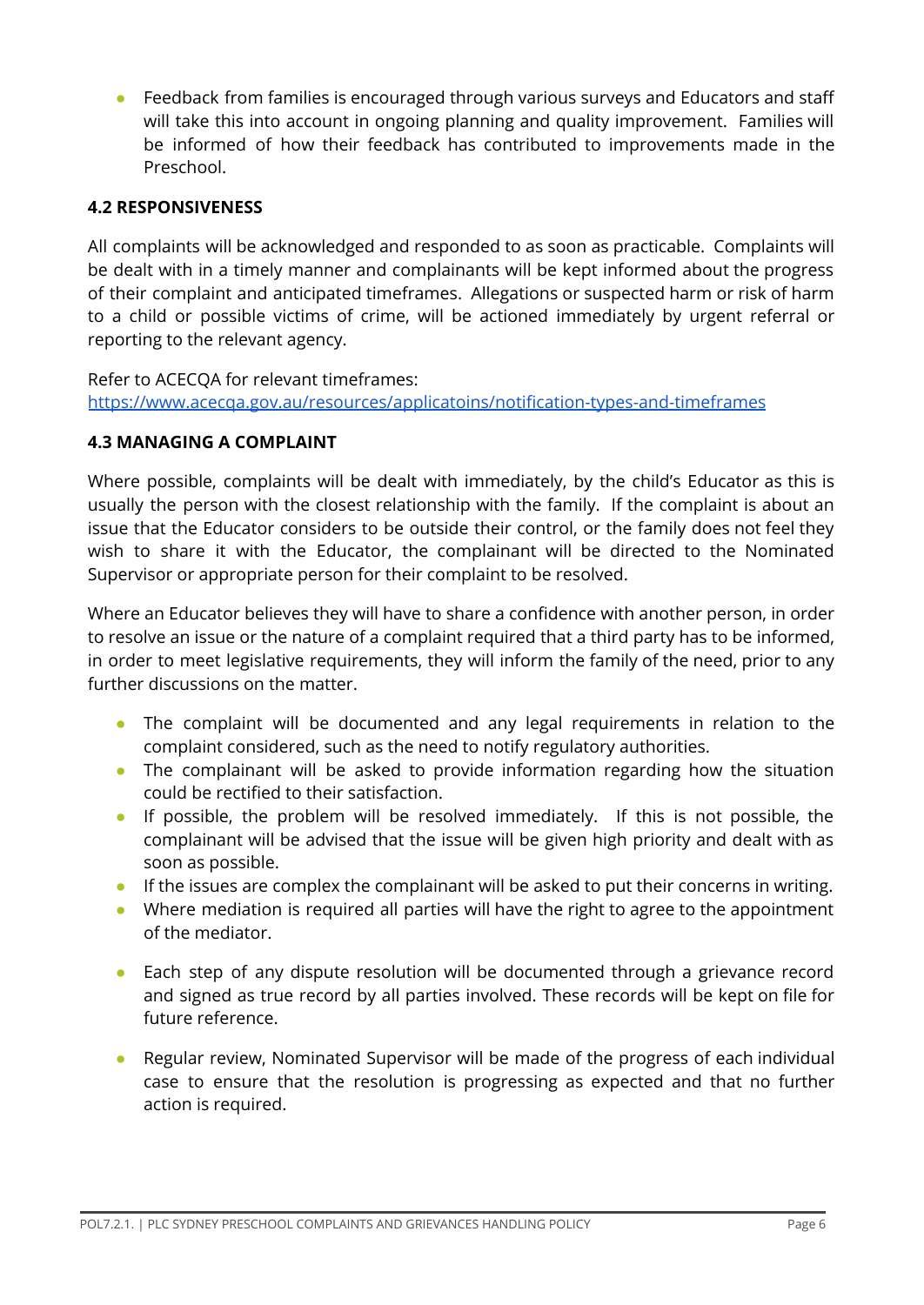- Feedback from families is encouraged through various surveys and Educators and staff will take this into account in ongoing planning and quality improvement. Families will be informed of how their feedback has contributed to improvements made in the Preschool.

### 4.2 RESPONSIVENESS

All complaints will be acknowledged and responded to as soon as practicable. Complaints will be dealt with in a timely manner and complainants will be kept informed about the progress of their complaint and anticipated timeframes. Allegations or suspected harm or risk of harm to a child or possible victims of crime, will be actioned immediately by urgent referral or reporting to the relevant agency.

Refer to ACECQA for relevant timeframes:
[https://www.acecqa.gov.au/resources/applicatoins/notification-types-and-timeframes](https://www.acecqa.gov.au/resources/applicatoins/notification-types-and-timeframes)

### 4.3 MANAGING A COMPLAINT

Where possible, complaints will be dealt with immediately, by the child's Educator as this is usually the person with the closest relationship with the family. If the complaint is about an issue that the Educator considers to be outside their control, or the family does not feel they wish to share it with the Educator, the complainant will be directed to the Nominated Supervisor or appropriate person for their complaint to be resolved.

Where an Educator believes they will have to share a confidence with another person, in order to resolve an issue or the nature of a complaint required that a third party has to be informed, in order to meet legislative requirements, they will inform the family of the need, prior to any further discussions on the matter.

- The complaint will be documented and any legal requirements in relation to the complaint considered, such as the need to notify regulatory authorities.
- The complainant will be asked to provide information regarding how the situation could be rectified to their satisfaction.
- If possible, the problem will be resolved immediately. If this is not possible, the complainant will be advised that the issue will be given high priority and dealt with as soon as possible.
- If the issues are complex the complainant will be asked to put their concerns in writing.
- Where mediation is required all parties will have the right to agree to the appointment of the mediator.
- Each step of any dispute resolution will be documented through a grievance record and signed as true record by all parties involved. These records will be kept on file for future reference.
- Regular review, Nominated Supervisor will be made of the progress of each individual case to ensure that the resolution is progressing as expected and that no further action is required.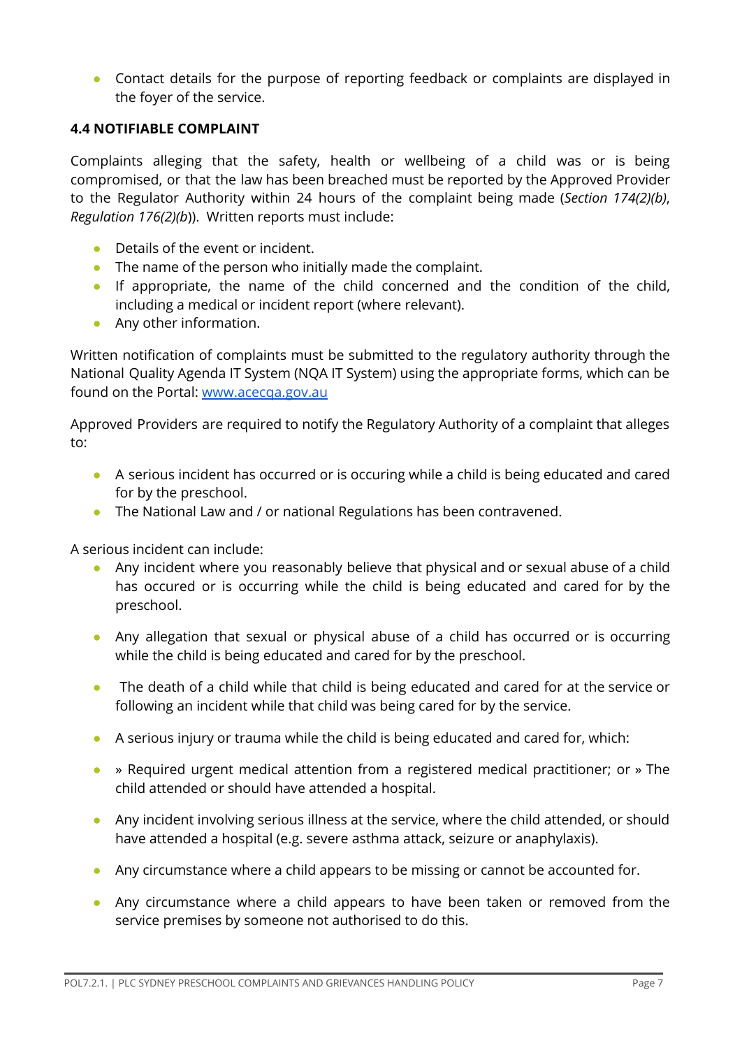- Contact details for the purpose of reporting feedback or complaints are displayed in the foyer of the service.

### 4.4 NOTIFIABLE COMPLAINT

Complaints alleging that the safety, health or wellbeing of a child was or is being compromised, or that the law has been breached must be reported by the Approved Provider to the Regulator Authority within 24 hours of the complaint being made (*Section 174(2)(b)*, *Regulation 176(2)(b)*). Written reports must include:

- Details of the event or incident.
- The name of the person who initially made the complaint.
- If appropriate, the name of the child concerned and the condition of the child, including a medical or incident report (where relevant).
- Any other information.

Written notification of complaints must be submitted to the regulatory authority through the National Quality Agenda IT System (NQA IT System) using the appropriate forms, which can be found on the Portal: [www.acecqa.gov.au](www.acecqa.gov.au)

Approved Providers are required to notify the Regulatory Authority of a complaint that alleges to:

- A serious incident has occurred or is occuring while a child is being educated and cared for by the preschool.
- The National Law and / or national Regulations has been contravened.

A serious incident can include:

- Any incident where you reasonably believe that physical and or sexual abuse of a child has occured or is occurring while the child is being educated and cared for by the preschool.
- Any allegation that sexual or physical abuse of a child has occurred or is occurring while the child is being educated and cared for by the preschool.
- The death of a child while that child is being educated and cared for at the service or following an incident while that child was being cared for by the service.
- A serious injury or trauma while the child is being educated and cared for, which:
- » Required urgent medical attention from a registered medical practitioner; or » The child attended or should have attended a hospital.
- Any incident involving serious illness at the service, where the child attended, or should have attended a hospital (e.g. severe asthma attack, seizure or anaphylaxis).
- Any circumstance where a child appears to be missing or cannot be accounted for.
- Any circumstance where a child appears to have been taken or removed from the service premises by someone not authorised to do this.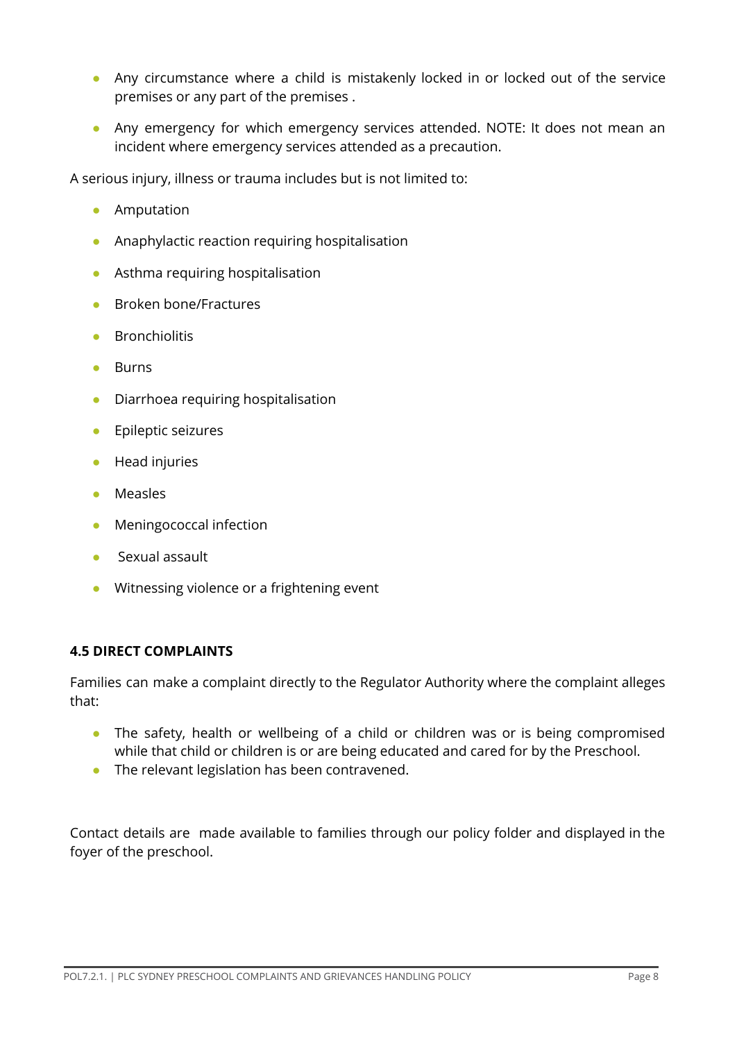- Any circumstance where a child is mistakenly locked in or locked out of the service premises or any part of the premises .
- Any emergency for which emergency services attended. NOTE: It does not mean an incident where emergency services attended as a precaution.

A serious injury, illness or trauma includes but is not limited to:

- Amputation
- Anaphylactic reaction requiring hospitalisation
- Asthma requiring hospitalisation
- Broken bone/Fractures
- Bronchiolitis
- Burns
- Diarrhoea requiring hospitalisation
- Epileptic seizures
- Head injuries
- Measles
- Meningococcal infection
- Sexual assault
- Witnessing violence or a frightening event

**4.5 DIRECT COMPLAINTS**

Families can make a complaint directly to the Regulator Authority where the complaint alleges that:

- The safety, health or wellbeing of a child or children was or is being compromised while that child or children is or are being educated and cared for by the Preschool.
- The relevant legislation has been contravened.

Contact details are made available to families through our policy folder and displayed in the foyer of the preschool.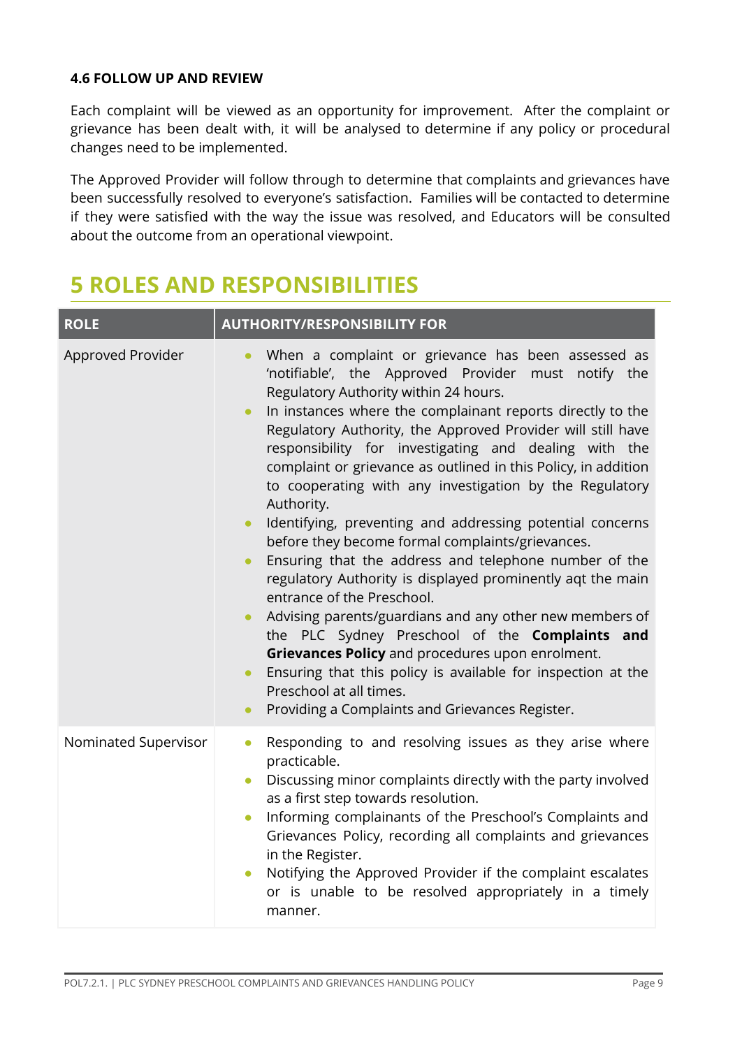#### 4.6 FOLLOW UP AND REVIEW

Each complaint will be viewed as an opportunity for improvement. After the complaint or grievance has been dealt with, it will be analysed to determine if any policy or procedural changes need to be implemented.

The Approved Provider will follow through to determine that complaints and grievances have been successfully resolved to everyone's satisfaction. Families will be contacted to determine if they were satisfied with the way the issue was resolved, and Educators will be consulted about the outcome from an operational viewpoint.

# 5 ROLES AND RESPONSIBILITIES

| ROLE | AUTHORITY/RESPONSIBILITY FOR |
|---|---|
| Approved Provider | • When a complaint or grievance has been assessed as 'notifiable', the Approved Provider must notify the Regulatory Authority within 24 hours.<br>• In instances where the complainant reports directly to the Regulatory Authority, the Approved Provider will still have responsibility for investigating and dealing with the complaint or grievance as outlined in this Policy, in addition to cooperating with any investigation by the Regulatory Authority.<br>• Identifying, preventing and addressing potential concerns before they become formal complaints/grievances.<br>• Ensuring that the address and telephone number of the regulatory Authority is displayed prominently aqt the main entrance of the Preschool.<br>• Advising parents/guardians and any other new members of the PLC Sydney Preschool of the **Complaints and Grievances Policy** and procedures upon enrolment.<br>• Ensuring that this policy is available for inspection at the Preschool at all times.<br>• Providing a Complaints and Grievances Register. |
| Nominated Supervisor | • Responding to and resolving issues as they arise where practicable.<br>• Discussing minor complaints directly with the party involved as a first step towards resolution.<br>• Informing complainants of the Preschool's Complaints and Grievances Policy, recording all complaints and grievances in the Register.<br>• Notifying the Approved Provider if the complaint escalates or is unable to be resolved appropriately in a timely manner. |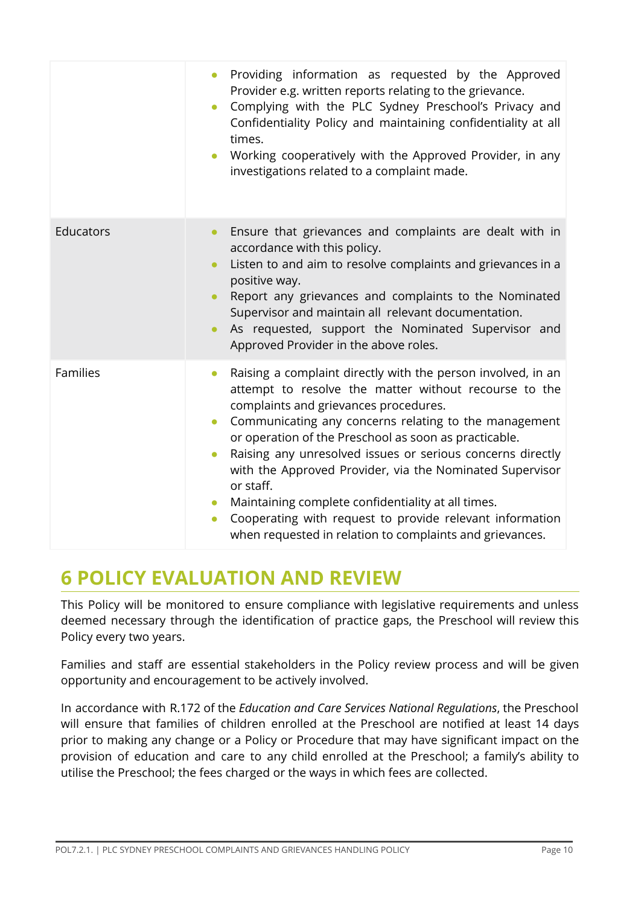| | |
|---|---|
| | • Providing information as requested by the Approved Provider e.g. written reports relating to the grievance.<br>• Complying with the PLC Sydney Preschool's Privacy and Confidentiality Policy and maintaining confidentiality at all times.<br>• Working cooperatively with the Approved Provider, in any investigations related to a complaint made. |
| Educators | • Ensure that grievances and complaints are dealt with in accordance with this policy.<br>• Listen to and aim to resolve complaints and grievances in a positive way.<br>• Report any grievances and complaints to the Nominated Supervisor and maintain all relevant documentation.<br>• As requested, support the Nominated Supervisor and Approved Provider in the above roles. |
| Families | • Raising a complaint directly with the person involved, in an attempt to resolve the matter without recourse to the complaints and grievances procedures.<br>• Communicating any concerns relating to the management or operation of the Preschool as soon as practicable.<br>• Raising any unresolved issues or serious concerns directly with the Approved Provider, via the Nominated Supervisor or staff.<br>• Maintaining complete confidentiality at all times.<br>• Cooperating with request to provide relevant information when requested in relation to complaints and grievances. |

# 6 POLICY EVALUATION AND REVIEW

This Policy will be monitored to ensure compliance with legislative requirements and unless deemed necessary through the identification of practice gaps, the Preschool will review this Policy every two years.

Families and staff are essential stakeholders in the Policy review process and will be given opportunity and encouragement to be actively involved.

In accordance with R.172 of the *Education and Care Services National Regulations*, the Preschool will ensure that families of children enrolled at the Preschool are notified at least 14 days prior to making any change or a Policy or Procedure that may have significant impact on the provision of education and care to any child enrolled at the Preschool; a family's ability to utilise the Preschool; the fees charged or the ways in which fees are collected.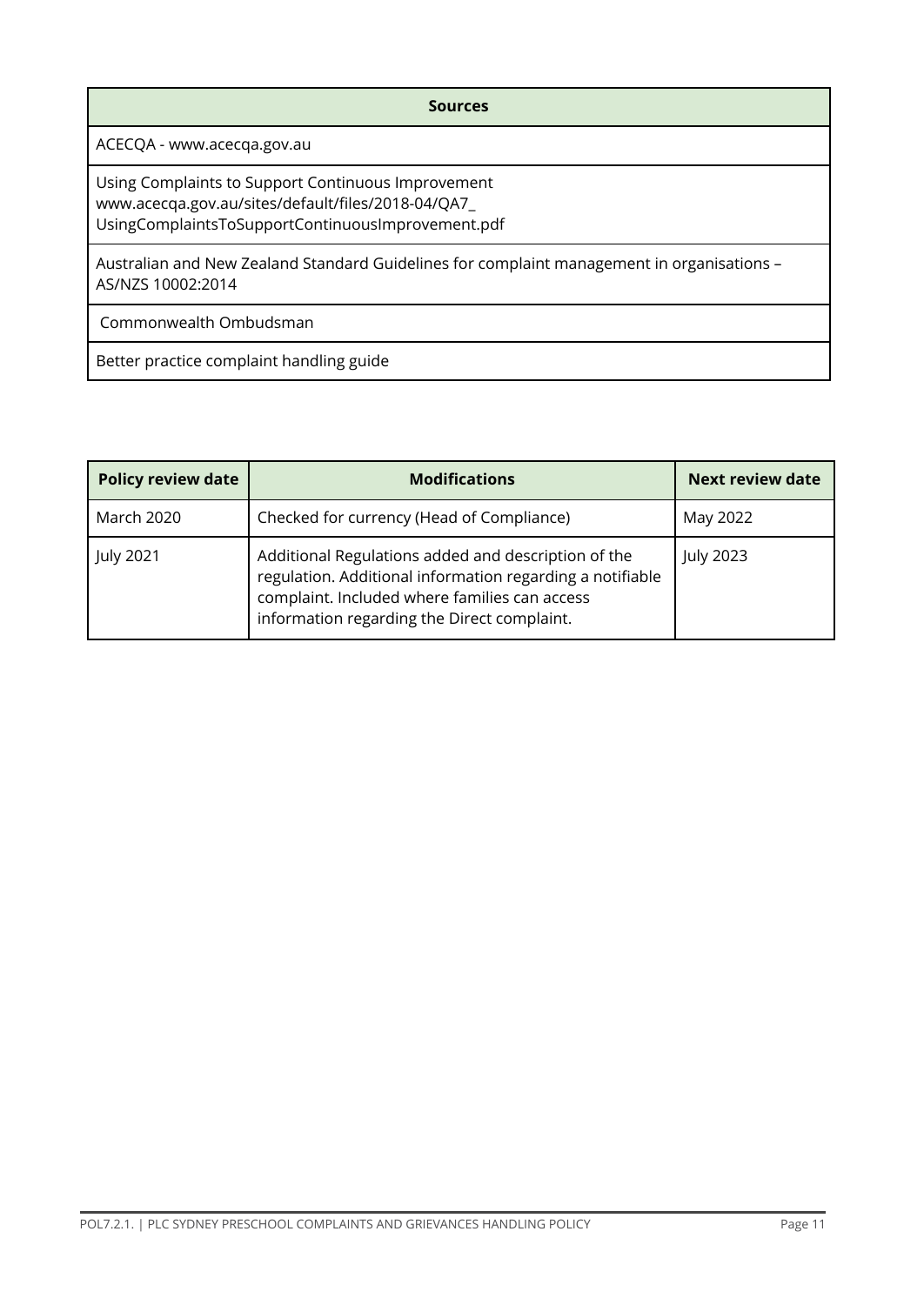| Sources |
|---|
| ACECQA - www.acecqa.gov.au |
| Using Complaints to Support Continuous Improvement www.acecqa.gov.au/sites/default/files/2018-04/QA7_ UsingComplaintsToSupportContinuousImprovement.pdf |
| Australian and New Zealand Standard Guidelines for complaint management in organisations – AS/NZS 10002:2014 |
| Commonwealth Ombudsman |
| Better practice complaint handling guide |

| Policy review date | Modifications | Next review date |
|---|---|---|
| March 2020 | Checked for currency (Head of Compliance) | May 2022 |
| July 2021 | Additional Regulations added and description of the regulation. Additional information regarding a notifiable complaint. Included where families can access information regarding the Direct complaint. | July 2023 |